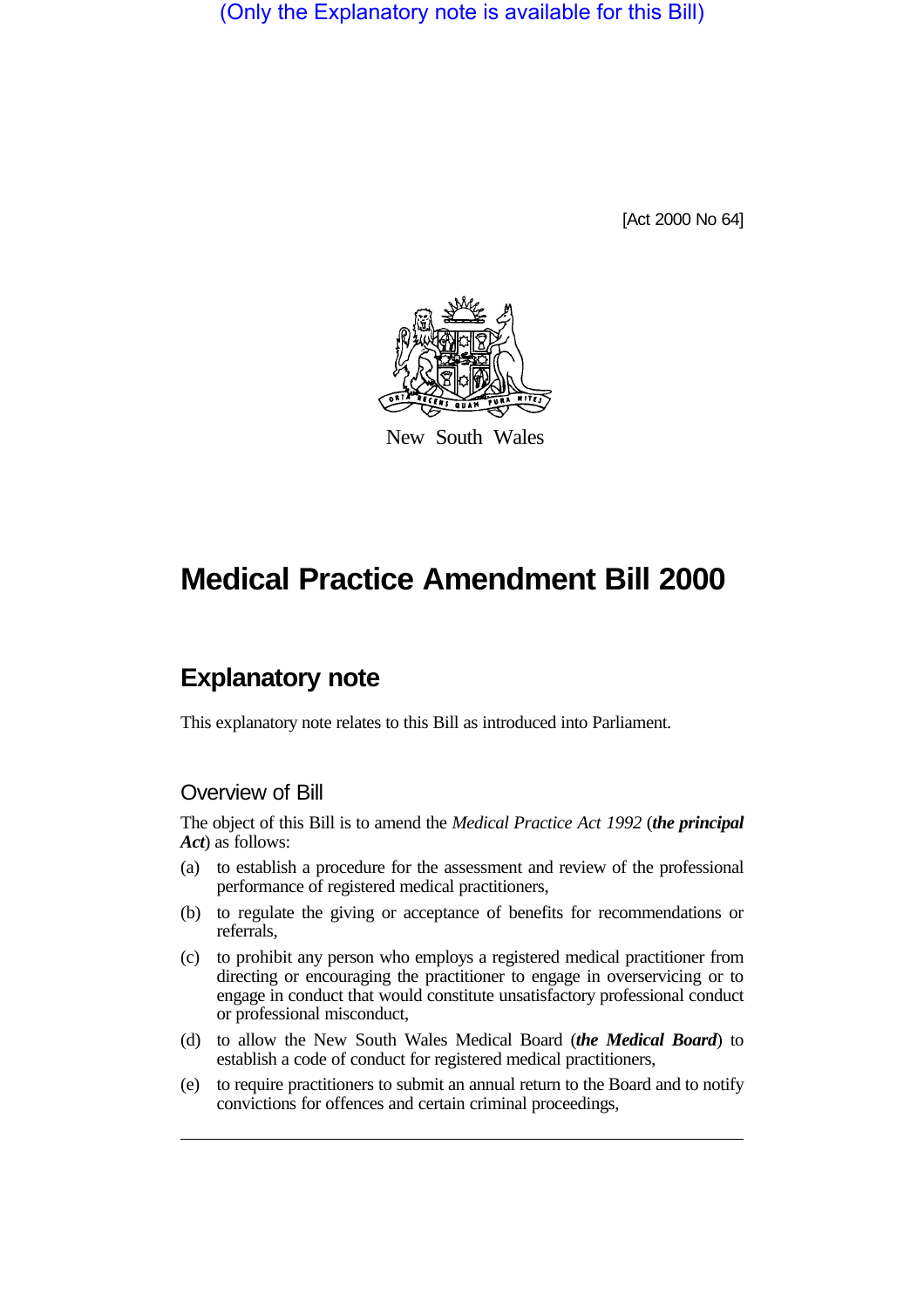(Only the Explanatory note is available for this Bill)

[Act 2000 No 64]

New South Wales

# Medical Practice Amendment Bill 2000

## Explanatory note

This explanatory note relates to this Bill as introduced into Parliament.

### Overview of Bill

The object of this Bill is to amend the *Medical Practice Act 1992* (***the principal Act***) as follows:

(a) to establish a procedure for the assessment and review of the professional performance of registered medical practitioners,

(b) to regulate the giving or acceptance of benefits for recommendations or referrals,

(c) to prohibit any person who employs a registered medical practitioner from directing or encouraging the practitioner to engage in overservicing or to engage in conduct that would constitute unsatisfactory professional conduct or professional misconduct,

(d) to allow the New South Wales Medical Board (***the Medical Board***) to establish a code of conduct for registered medical practitioners,

(e) to require practitioners to submit an annual return to the Board and to notify convictions for offences and certain criminal proceedings,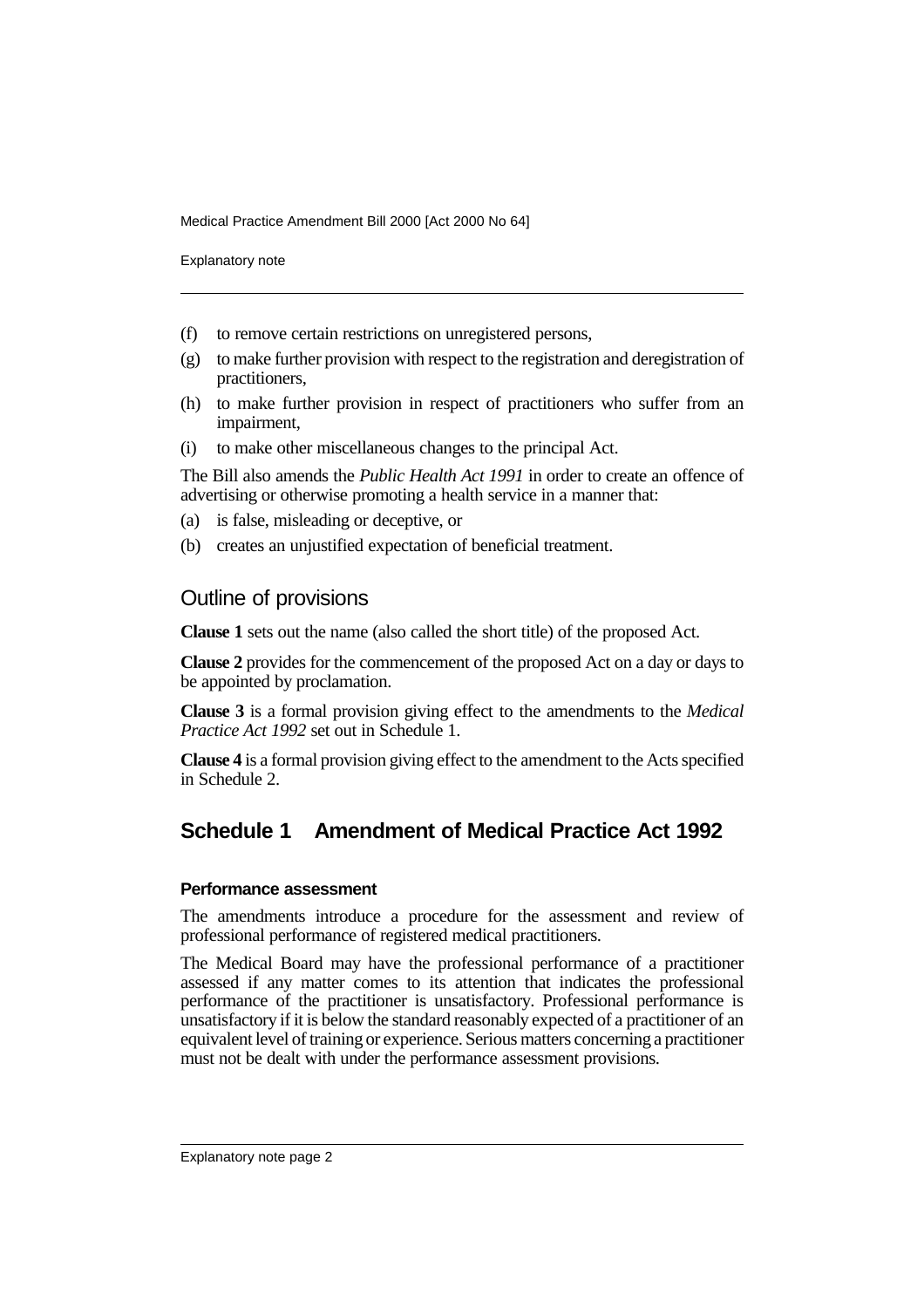(f) to remove certain restrictions on unregistered persons,

(g) to make further provision with respect to the registration and deregistration of practitioners,

(h) to make further provision in respect of practitioners who suffer from an impairment,

(i) to make other miscellaneous changes to the principal Act.

The Bill also amends the *Public Health Act 1991* in order to create an offence of advertising or otherwise promoting a health service in a manner that:

(a) is false, misleading or deceptive, or

(b) creates an unjustified expectation of beneficial treatment.

## Outline of provisions

**Clause 1** sets out the name (also called the short title) of the proposed Act.

**Clause 2** provides for the commencement of the proposed Act on a day or days to be appointed by proclamation.

**Clause 3** is a formal provision giving effect to the amendments to the *Medical Practice Act 1992* set out in Schedule 1.

**Clause 4** is a formal provision giving effect to the amendment to the Acts specified in Schedule 2.

## Schedule 1 Amendment of Medical Practice Act 1992

#### Performance assessment

The amendments introduce a procedure for the assessment and review of professional performance of registered medical practitioners.

The Medical Board may have the professional performance of a practitioner assessed if any matter comes to its attention that indicates the professional performance of the practitioner is unsatisfactory. Professional performance is unsatisfactory if it is below the standard reasonably expected of a practitioner of an equivalent level of training or experience. Serious matters concerning a practitioner must not be dealt with under the performance assessment provisions.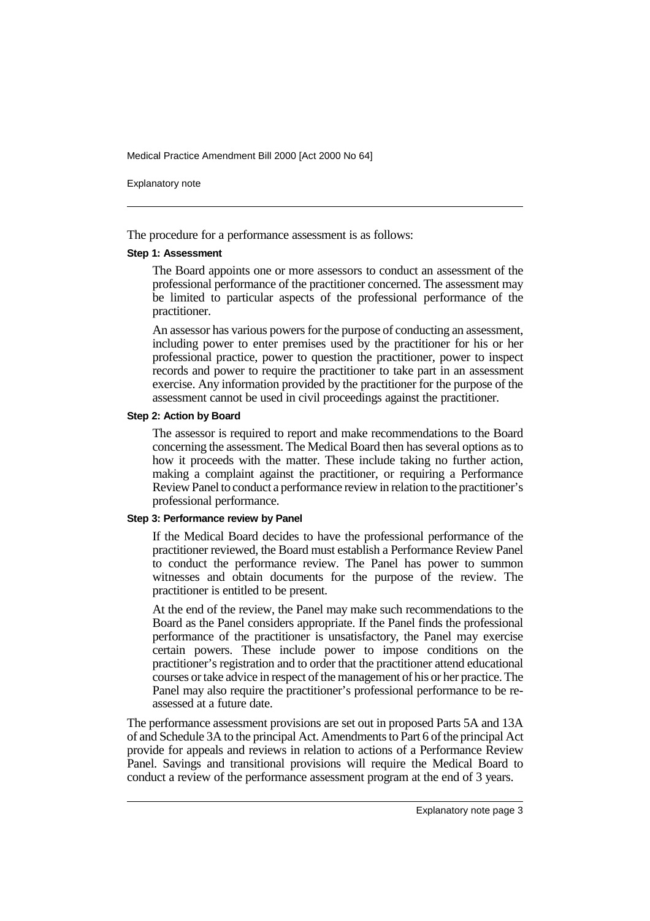The procedure for a performance assessment is as follows:

**Step 1: Assessment**

The Board appoints one or more assessors to conduct an assessment of the professional performance of the practitioner concerned. The assessment may be limited to particular aspects of the professional performance of the practitioner.

An assessor has various powers for the purpose of conducting an assessment, including power to enter premises used by the practitioner for his or her professional practice, power to question the practitioner, power to inspect records and power to require the practitioner to take part in an assessment exercise. Any information provided by the practitioner for the purpose of the assessment cannot be used in civil proceedings against the practitioner.

**Step 2: Action by Board**

The assessor is required to report and make recommendations to the Board concerning the assessment. The Medical Board then has several options as to how it proceeds with the matter. These include taking no further action, making a complaint against the practitioner, or requiring a Performance Review Panel to conduct a performance review in relation to the practitioner's professional performance.

**Step 3: Performance review by Panel**

If the Medical Board decides to have the professional performance of the practitioner reviewed, the Board must establish a Performance Review Panel to conduct the performance review. The Panel has power to summon witnesses and obtain documents for the purpose of the review. The practitioner is entitled to be present.

At the end of the review, the Panel may make such recommendations to the Board as the Panel considers appropriate. If the Panel finds the professional performance of the practitioner is unsatisfactory, the Panel may exercise certain powers. These include power to impose conditions on the practitioner's registration and to order that the practitioner attend educational courses or take advice in respect of the management of his or her practice. The Panel may also require the practitioner's professional performance to be re-assessed at a future date.

The performance assessment provisions are set out in proposed Parts 5A and 13A of and Schedule 3A to the principal Act. Amendments to Part 6 of the principal Act provide for appeals and reviews in relation to actions of a Performance Review Panel. Savings and transitional provisions will require the Medical Board to conduct a review of the performance assessment program at the end of 3 years.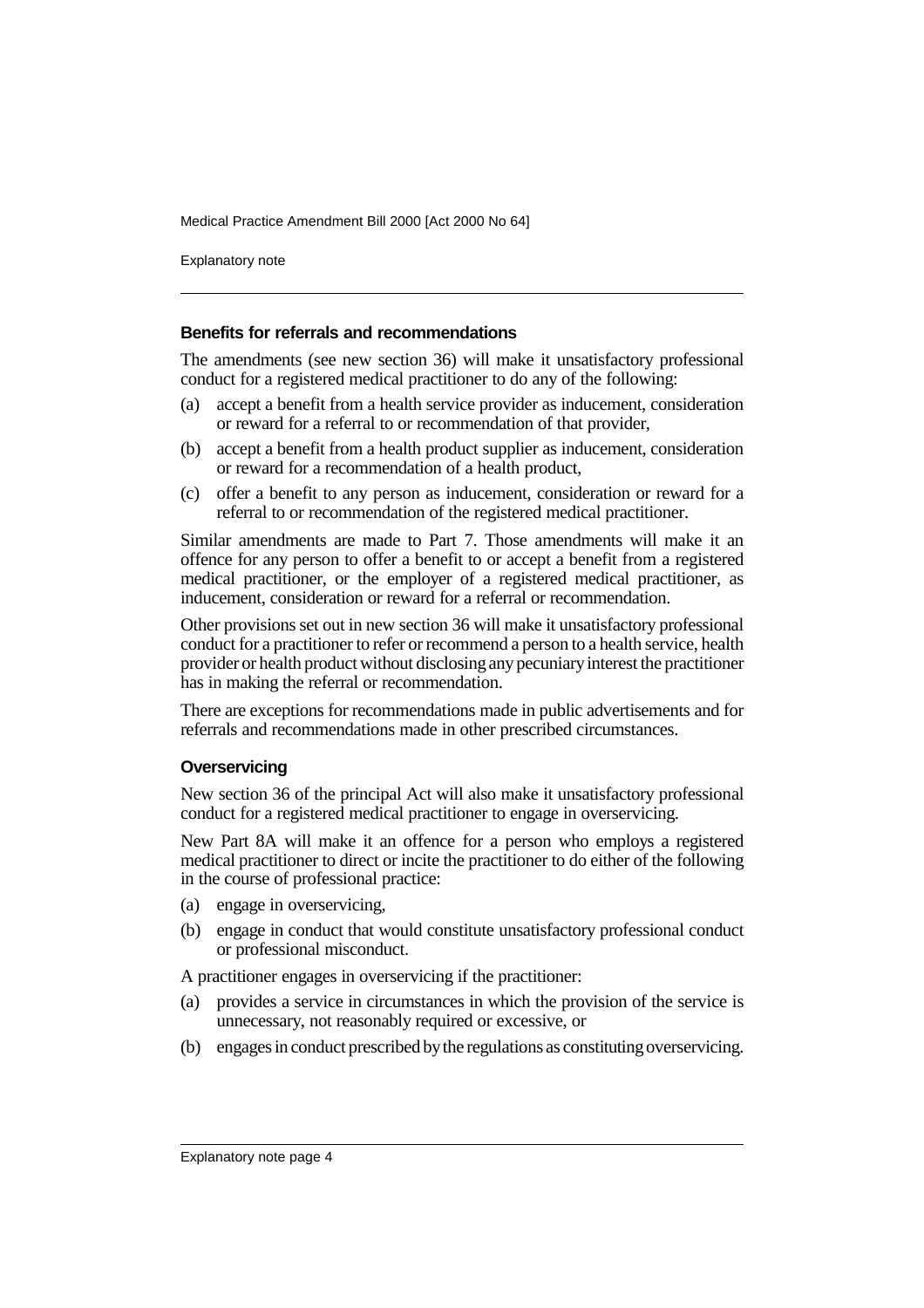### Benefits for referrals and recommendations

The amendments (see new section 36) will make it unsatisfactory professional conduct for a registered medical practitioner to do any of the following:

(a) accept a benefit from a health service provider as inducement, consideration or reward for a referral to or recommendation of that provider,

(b) accept a benefit from a health product supplier as inducement, consideration or reward for a recommendation of a health product,

(c) offer a benefit to any person as inducement, consideration or reward for a referral to or recommendation of the registered medical practitioner.

Similar amendments are made to Part 7. Those amendments will make it an offence for any person to offer a benefit to or accept a benefit from a registered medical practitioner, or the employer of a registered medical practitioner, as inducement, consideration or reward for a referral or recommendation.

Other provisions set out in new section 36 will make it unsatisfactory professional conduct for a practitioner to refer or recommend a person to a health service, health provider or health product without disclosing any pecuniary interest the practitioner has in making the referral or recommendation.

There are exceptions for recommendations made in public advertisements and for referrals and recommendations made in other prescribed circumstances.

### Overservicing

New section 36 of the principal Act will also make it unsatisfactory professional conduct for a registered medical practitioner to engage in overservicing.

New Part 8A will make it an offence for a person who employs a registered medical practitioner to direct or incite the practitioner to do either of the following in the course of professional practice:

(a) engage in overservicing,

(b) engage in conduct that would constitute unsatisfactory professional conduct or professional misconduct.

A practitioner engages in overservicing if the practitioner:

(a) provides a service in circumstances in which the provision of the service is unnecessary, not reasonably required or excessive, or

(b) engages in conduct prescribed by the regulations as constituting overservicing.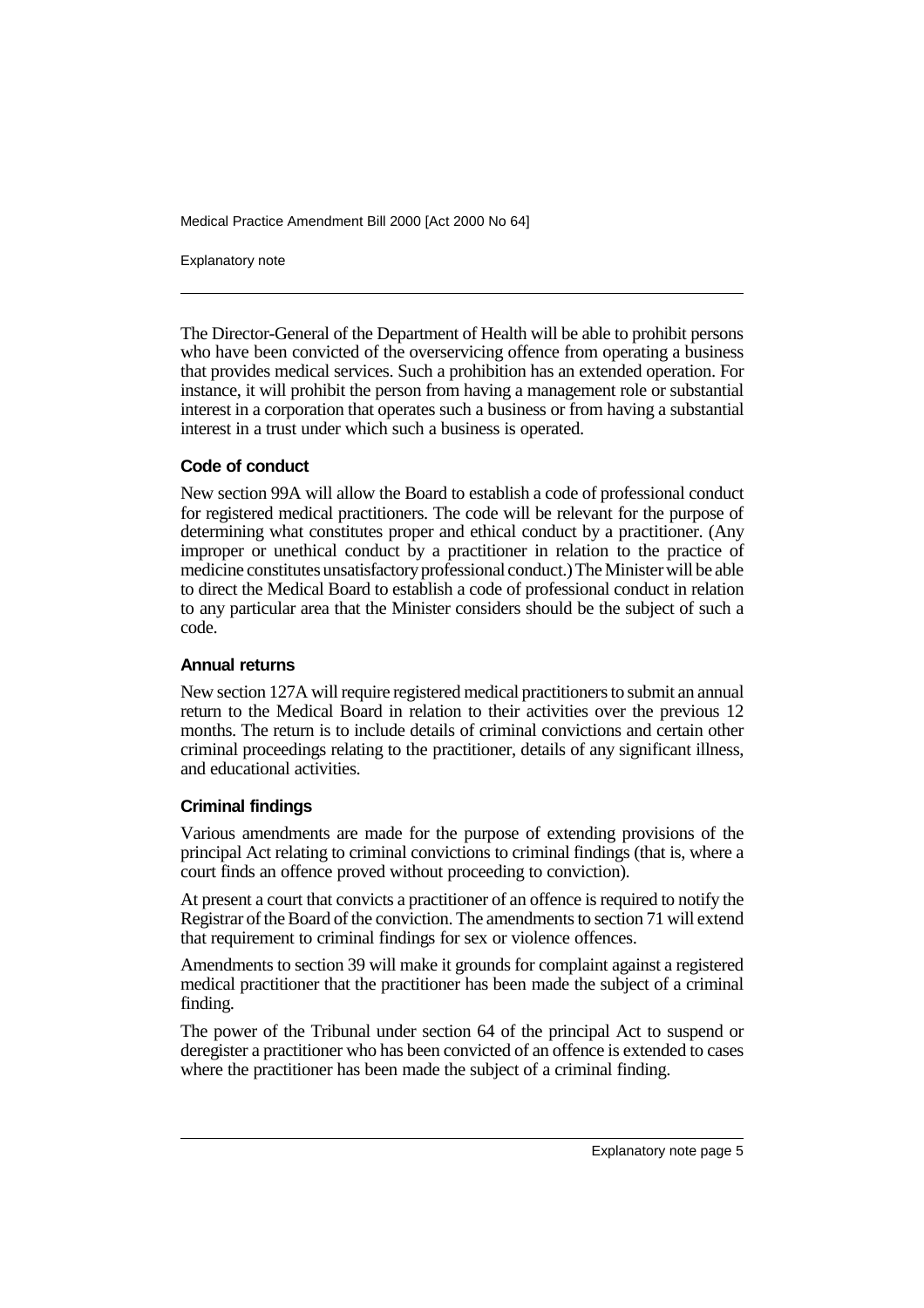The Director-General of the Department of Health will be able to prohibit persons who have been convicted of the overservicing offence from operating a business that provides medical services. Such a prohibition has an extended operation. For instance, it will prohibit the person from having a management role or substantial interest in a corporation that operates such a business or from having a substantial interest in a trust under which such a business is operated.

### Code of conduct

New section 99A will allow the Board to establish a code of professional conduct for registered medical practitioners. The code will be relevant for the purpose of determining what constitutes proper and ethical conduct by a practitioner. (Any improper or unethical conduct by a practitioner in relation to the practice of medicine constitutes unsatisfactory professional conduct.) The Minister will be able to direct the Medical Board to establish a code of professional conduct in relation to any particular area that the Minister considers should be the subject of such a code.

### Annual returns

New section 127A will require registered medical practitioners to submit an annual return to the Medical Board in relation to their activities over the previous 12 months. The return is to include details of criminal convictions and certain other criminal proceedings relating to the practitioner, details of any significant illness, and educational activities.

### Criminal findings

Various amendments are made for the purpose of extending provisions of the principal Act relating to criminal convictions to criminal findings (that is, where a court finds an offence proved without proceeding to conviction).

At present a court that convicts a practitioner of an offence is required to notify the Registrar of the Board of the conviction. The amendments to section 71 will extend that requirement to criminal findings for sex or violence offences.

Amendments to section 39 will make it grounds for complaint against a registered medical practitioner that the practitioner has been made the subject of a criminal finding.

The power of the Tribunal under section 64 of the principal Act to suspend or deregister a practitioner who has been convicted of an offence is extended to cases where the practitioner has been made the subject of a criminal finding.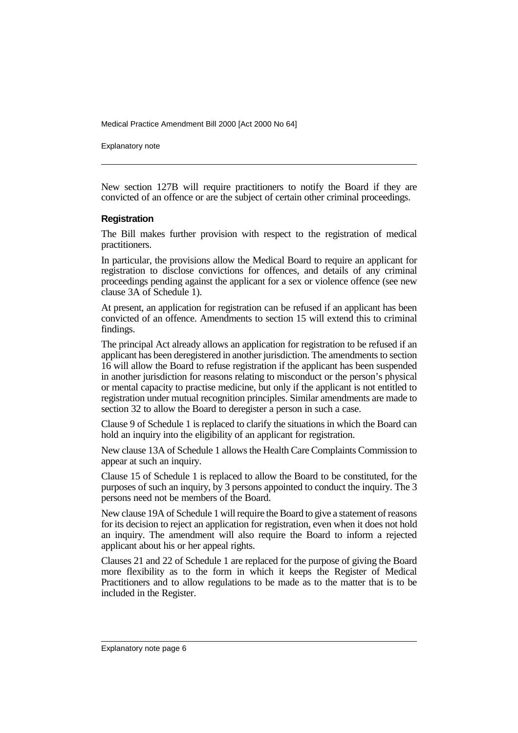New section 127B will require practitioners to notify the Board if they are convicted of an offence or are the subject of certain other criminal proceedings.

### Registration

The Bill makes further provision with respect to the registration of medical practitioners.

In particular, the provisions allow the Medical Board to require an applicant for registration to disclose convictions for offences, and details of any criminal proceedings pending against the applicant for a sex or violence offence (see new clause 3A of Schedule 1).

At present, an application for registration can be refused if an applicant has been convicted of an offence. Amendments to section 15 will extend this to criminal findings.

The principal Act already allows an application for registration to be refused if an applicant has been deregistered in another jurisdiction. The amendments to section 16 will allow the Board to refuse registration if the applicant has been suspended in another jurisdiction for reasons relating to misconduct or the person's physical or mental capacity to practise medicine, but only if the applicant is not entitled to registration under mutual recognition principles. Similar amendments are made to section 32 to allow the Board to deregister a person in such a case.

Clause 9 of Schedule 1 is replaced to clarify the situations in which the Board can hold an inquiry into the eligibility of an applicant for registration.

New clause 13A of Schedule 1 allows the Health Care Complaints Commission to appear at such an inquiry.

Clause 15 of Schedule 1 is replaced to allow the Board to be constituted, for the purposes of such an inquiry, by 3 persons appointed to conduct the inquiry. The 3 persons need not be members of the Board.

New clause 19A of Schedule 1 will require the Board to give a statement of reasons for its decision to reject an application for registration, even when it does not hold an inquiry. The amendment will also require the Board to inform a rejected applicant about his or her appeal rights.

Clauses 21 and 22 of Schedule 1 are replaced for the purpose of giving the Board more flexibility as to the form in which it keeps the Register of Medical Practitioners and to allow regulations to be made as to the matter that is to be included in the Register.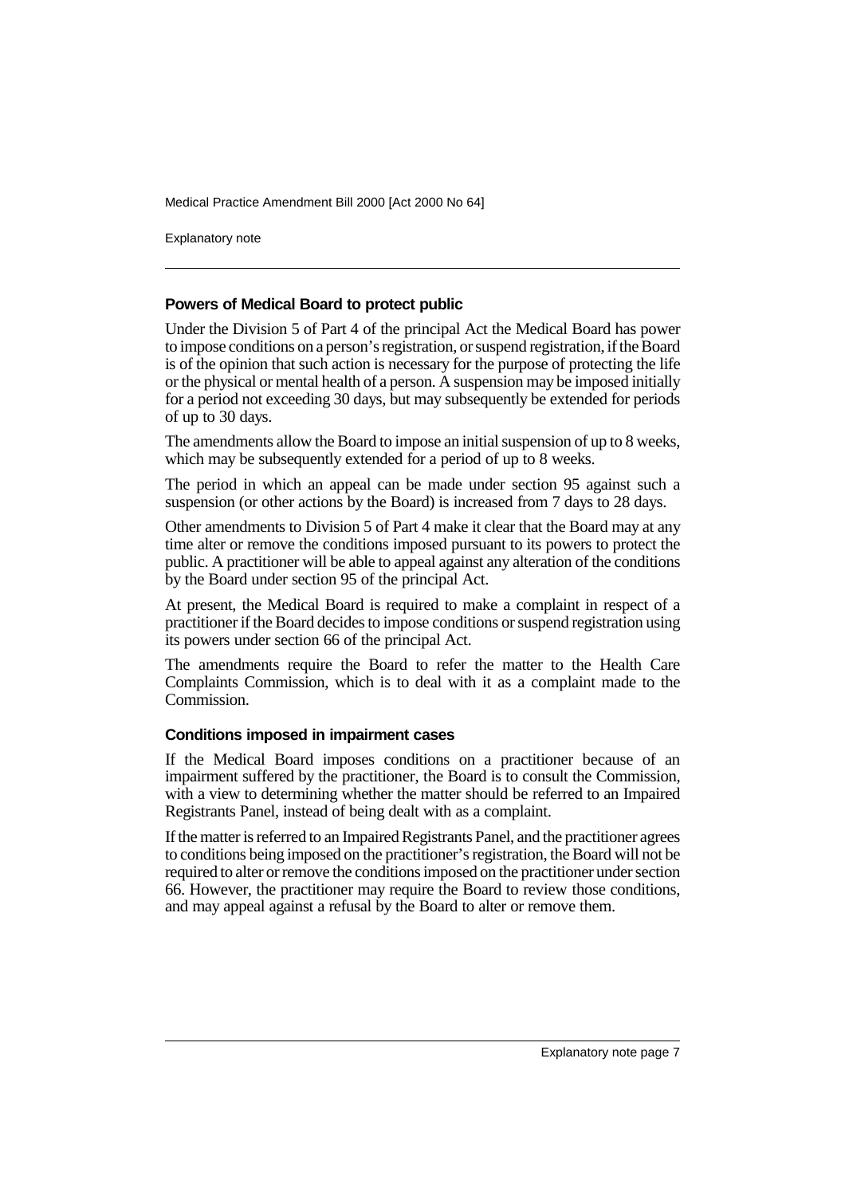### Powers of Medical Board to protect public

Under the Division 5 of Part 4 of the principal Act the Medical Board has power to impose conditions on a person's registration, or suspend registration, if the Board is of the opinion that such action is necessary for the purpose of protecting the life or the physical or mental health of a person. A suspension may be imposed initially for a period not exceeding 30 days, but may subsequently be extended for periods of up to 30 days.

The amendments allow the Board to impose an initial suspension of up to 8 weeks, which may be subsequently extended for a period of up to 8 weeks.

The period in which an appeal can be made under section 95 against such a suspension (or other actions by the Board) is increased from 7 days to 28 days.

Other amendments to Division 5 of Part 4 make it clear that the Board may at any time alter or remove the conditions imposed pursuant to its powers to protect the public. A practitioner will be able to appeal against any alteration of the conditions by the Board under section 95 of the principal Act.

At present, the Medical Board is required to make a complaint in respect of a practitioner if the Board decides to impose conditions or suspend registration using its powers under section 66 of the principal Act.

The amendments require the Board to refer the matter to the Health Care Complaints Commission, which is to deal with it as a complaint made to the Commission.

### Conditions imposed in impairment cases

If the Medical Board imposes conditions on a practitioner because of an impairment suffered by the practitioner, the Board is to consult the Commission, with a view to determining whether the matter should be referred to an Impaired Registrants Panel, instead of being dealt with as a complaint.

If the matter is referred to an Impaired Registrants Panel, and the practitioner agrees to conditions being imposed on the practitioner's registration, the Board will not be required to alter or remove the conditions imposed on the practitioner under section 66. However, the practitioner may require the Board to review those conditions, and may appeal against a refusal by the Board to alter or remove them.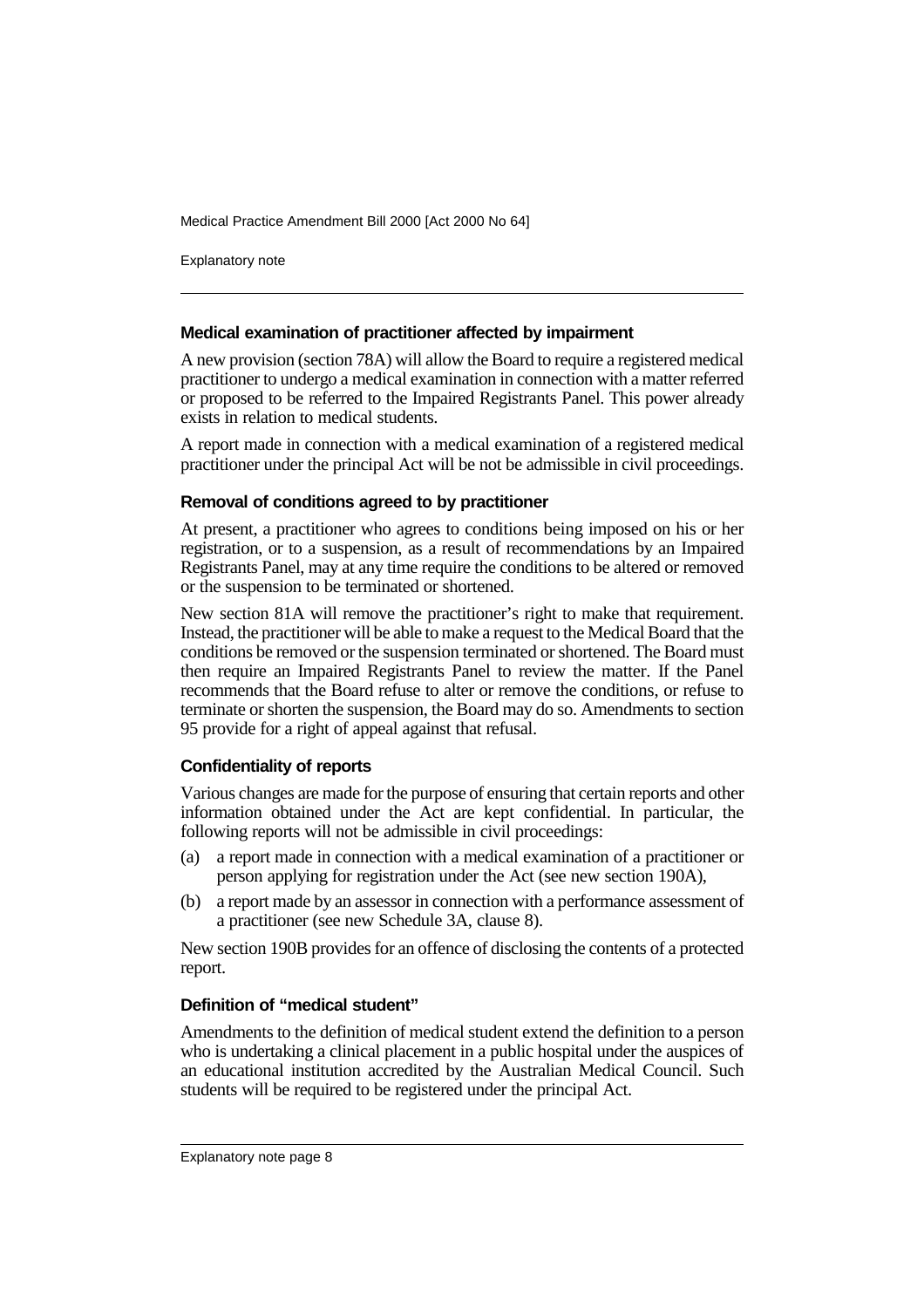### Medical examination of practitioner affected by impairment

A new provision (section 78A) will allow the Board to require a registered medical practitioner to undergo a medical examination in connection with a matter referred or proposed to be referred to the Impaired Registrants Panel. This power already exists in relation to medical students.

A report made in connection with a medical examination of a registered medical practitioner under the principal Act will be not be admissible in civil proceedings.

### Removal of conditions agreed to by practitioner

At present, a practitioner who agrees to conditions being imposed on his or her registration, or to a suspension, as a result of recommendations by an Impaired Registrants Panel, may at any time require the conditions to be altered or removed or the suspension to be terminated or shortened.

New section 81A will remove the practitioner's right to make that requirement. Instead, the practitioner will be able to make a request to the Medical Board that the conditions be removed or the suspension terminated or shortened. The Board must then require an Impaired Registrants Panel to review the matter. If the Panel recommends that the Board refuse to alter or remove the conditions, or refuse to terminate or shorten the suspension, the Board may do so. Amendments to section 95 provide for a right of appeal against that refusal.

### Confidentiality of reports

Various changes are made for the purpose of ensuring that certain reports and other information obtained under the Act are kept confidential. In particular, the following reports will not be admissible in civil proceedings:

(a) a report made in connection with a medical examination of a practitioner or person applying for registration under the Act (see new section 190A),

(b) a report made by an assessor in connection with a performance assessment of a practitioner (see new Schedule 3A, clause 8).

New section 190B provides for an offence of disclosing the contents of a protected report.

### Definition of "medical student"

Amendments to the definition of medical student extend the definition to a person who is undertaking a clinical placement in a public hospital under the auspices of an educational institution accredited by the Australian Medical Council. Such students will be required to be registered under the principal Act.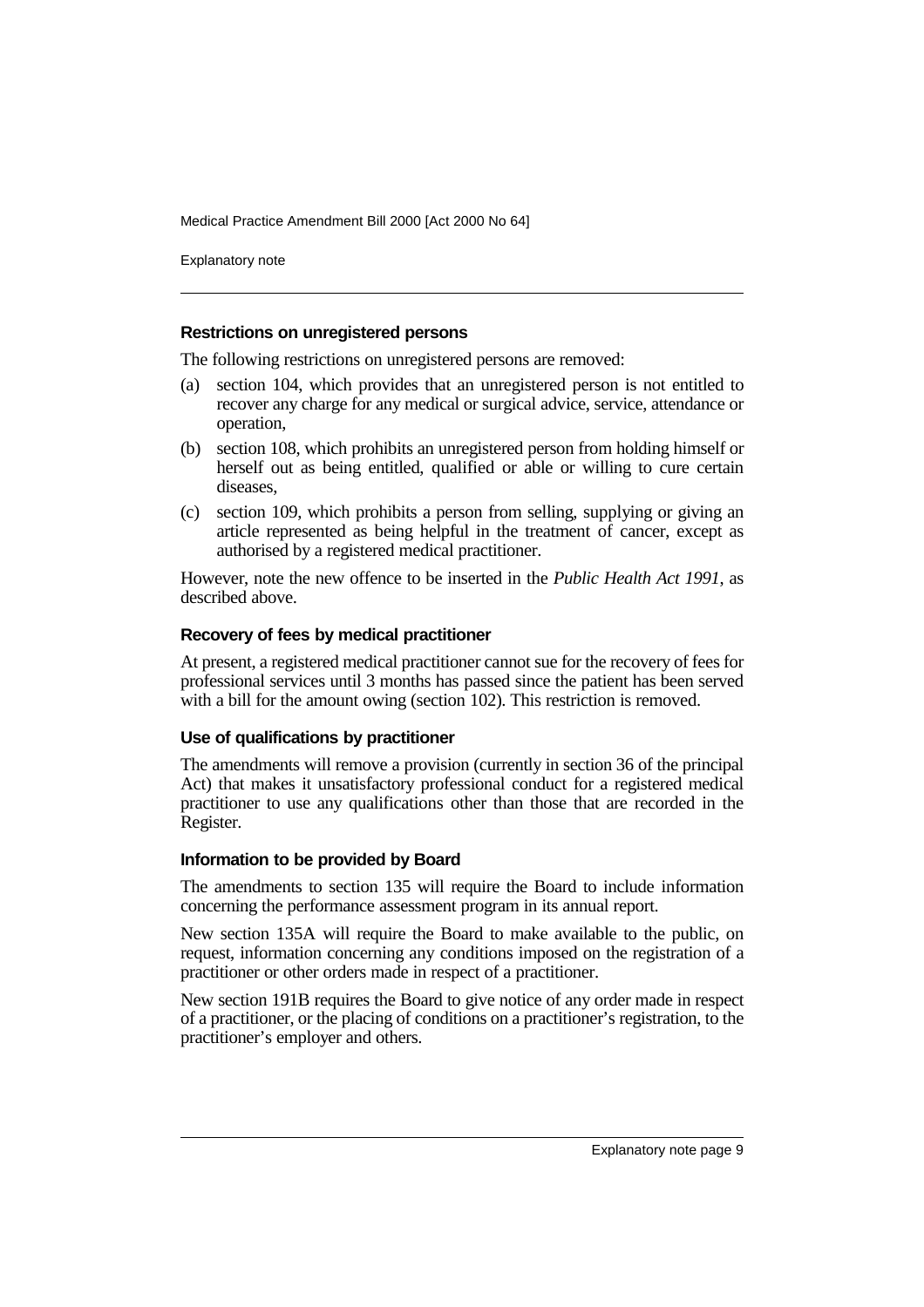### Restrictions on unregistered persons

The following restrictions on unregistered persons are removed:

(a) section 104, which provides that an unregistered person is not entitled to recover any charge for any medical or surgical advice, service, attendance or operation,

(b) section 108, which prohibits an unregistered person from holding himself or herself out as being entitled, qualified or able or willing to cure certain diseases,

(c) section 109, which prohibits a person from selling, supplying or giving an article represented as being helpful in the treatment of cancer, except as authorised by a registered medical practitioner.

However, note the new offence to be inserted in the *Public Health Act 1991*, as described above.

### Recovery of fees by medical practitioner

At present, a registered medical practitioner cannot sue for the recovery of fees for professional services until 3 months has passed since the patient has been served with a bill for the amount owing (section 102). This restriction is removed.

### Use of qualifications by practitioner

The amendments will remove a provision (currently in section 36 of the principal Act) that makes it unsatisfactory professional conduct for a registered medical practitioner to use any qualifications other than those that are recorded in the Register.

### Information to be provided by Board

The amendments to section 135 will require the Board to include information concerning the performance assessment program in its annual report.

New section 135A will require the Board to make available to the public, on request, information concerning any conditions imposed on the registration of a practitioner or other orders made in respect of a practitioner.

New section 191B requires the Board to give notice of any order made in respect of a practitioner, or the placing of conditions on a practitioner's registration, to the practitioner's employer and others.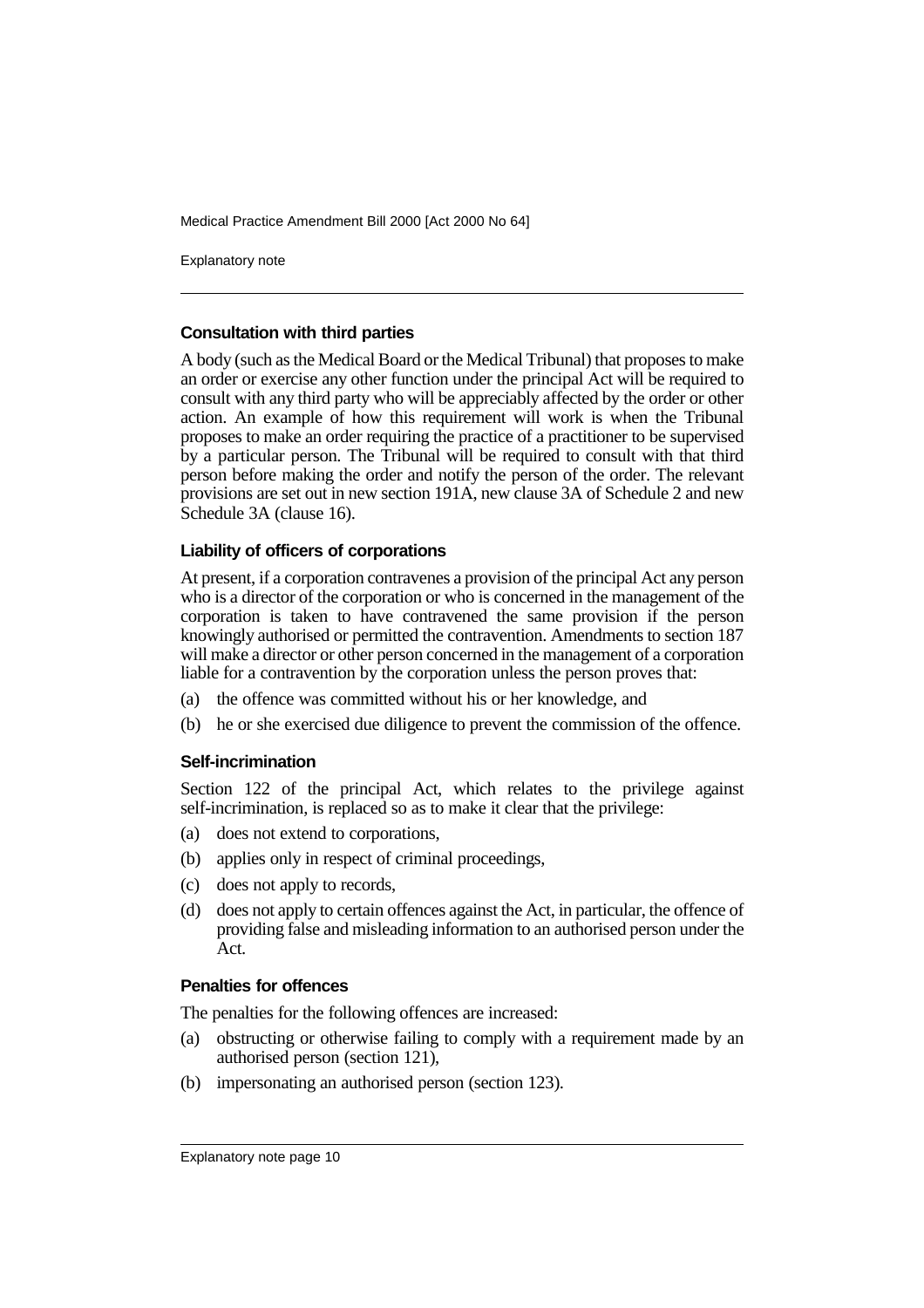### Consultation with third parties

A body (such as the Medical Board or the Medical Tribunal) that proposes to make an order or exercise any other function under the principal Act will be required to consult with any third party who will be appreciably affected by the order or other action. An example of how this requirement will work is when the Tribunal proposes to make an order requiring the practice of a practitioner to be supervised by a particular person. The Tribunal will be required to consult with that third person before making the order and notify the person of the order. The relevant provisions are set out in new section 191A, new clause 3A of Schedule 2 and new Schedule 3A (clause 16).

### Liability of officers of corporations

At present, if a corporation contravenes a provision of the principal Act any person who is a director of the corporation or who is concerned in the management of the corporation is taken to have contravened the same provision if the person knowingly authorised or permitted the contravention. Amendments to section 187 will make a director or other person concerned in the management of a corporation liable for a contravention by the corporation unless the person proves that:

(a) the offence was committed without his or her knowledge, and

(b) he or she exercised due diligence to prevent the commission of the offence.

### Self-incrimination

Section 122 of the principal Act, which relates to the privilege against self-incrimination, is replaced so as to make it clear that the privilege:

(a) does not extend to corporations,

(b) applies only in respect of criminal proceedings,

(c) does not apply to records,

(d) does not apply to certain offences against the Act, in particular, the offence of providing false and misleading information to an authorised person under the Act.

### Penalties for offences

The penalties for the following offences are increased:

(a) obstructing or otherwise failing to comply with a requirement made by an authorised person (section 121),

(b) impersonating an authorised person (section 123).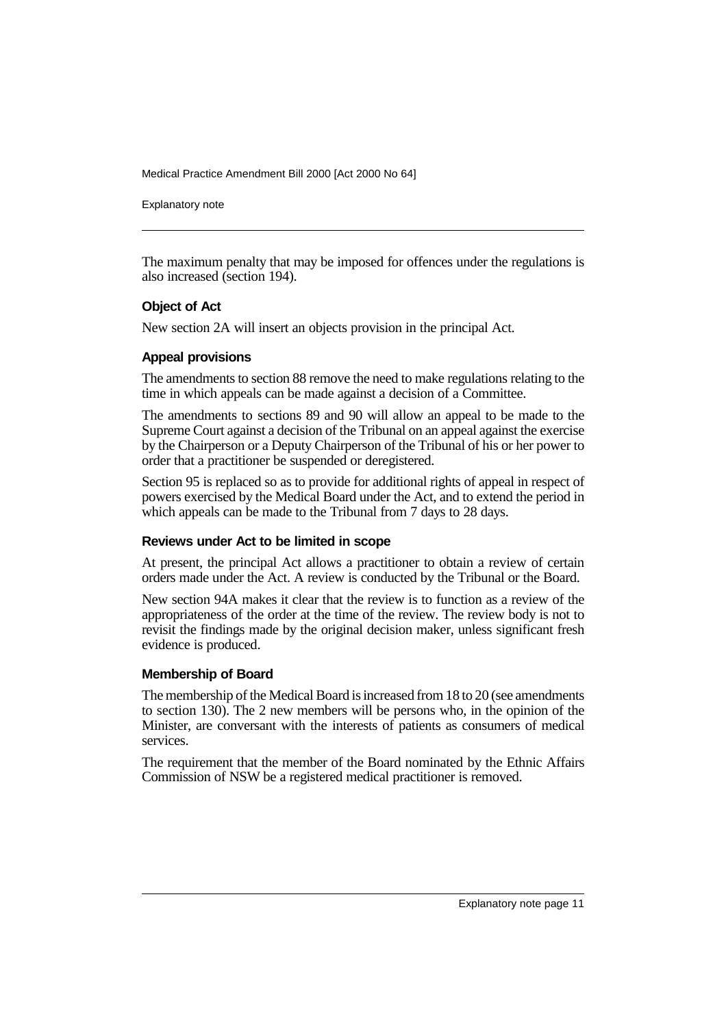The maximum penalty that may be imposed for offences under the regulations is also increased (section 194).

### Object of Act

New section 2A will insert an objects provision in the principal Act.

### Appeal provisions

The amendments to section 88 remove the need to make regulations relating to the time in which appeals can be made against a decision of a Committee.

The amendments to sections 89 and 90 will allow an appeal to be made to the Supreme Court against a decision of the Tribunal on an appeal against the exercise by the Chairperson or a Deputy Chairperson of the Tribunal of his or her power to order that a practitioner be suspended or deregistered.

Section 95 is replaced so as to provide for additional rights of appeal in respect of powers exercised by the Medical Board under the Act, and to extend the period in which appeals can be made to the Tribunal from 7 days to 28 days.

### Reviews under Act to be limited in scope

At present, the principal Act allows a practitioner to obtain a review of certain orders made under the Act. A review is conducted by the Tribunal or the Board.

New section 94A makes it clear that the review is to function as a review of the appropriateness of the order at the time of the review. The review body is not to revisit the findings made by the original decision maker, unless significant fresh evidence is produced.

### Membership of Board

The membership of the Medical Board is increased from 18 to 20 (see amendments to section 130). The 2 new members will be persons who, in the opinion of the Minister, are conversant with the interests of patients as consumers of medical services.

The requirement that the member of the Board nominated by the Ethnic Affairs Commission of NSW be a registered medical practitioner is removed.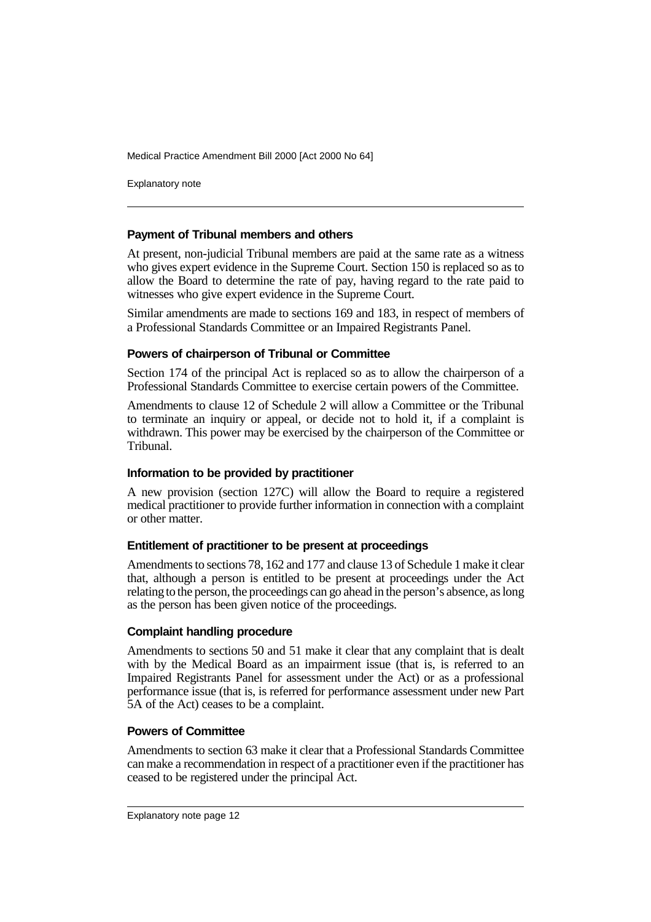#### Payment of Tribunal members and others

At present, non-judicial Tribunal members are paid at the same rate as a witness who gives expert evidence in the Supreme Court. Section 150 is replaced so as to allow the Board to determine the rate of pay, having regard to the rate paid to witnesses who give expert evidence in the Supreme Court.

Similar amendments are made to sections 169 and 183, in respect of members of a Professional Standards Committee or an Impaired Registrants Panel.

#### Powers of chairperson of Tribunal or Committee

Section 174 of the principal Act is replaced so as to allow the chairperson of a Professional Standards Committee to exercise certain powers of the Committee.

Amendments to clause 12 of Schedule 2 will allow a Committee or the Tribunal to terminate an inquiry or appeal, or decide not to hold it, if a complaint is withdrawn. This power may be exercised by the chairperson of the Committee or Tribunal.

#### Information to be provided by practitioner

A new provision (section 127C) will allow the Board to require a registered medical practitioner to provide further information in connection with a complaint or other matter.

#### Entitlement of practitioner to be present at proceedings

Amendments to sections 78, 162 and 177 and clause 13 of Schedule 1 make it clear that, although a person is entitled to be present at proceedings under the Act relating to the person, the proceedings can go ahead in the person's absence, as long as the person has been given notice of the proceedings.

#### Complaint handling procedure

Amendments to sections 50 and 51 make it clear that any complaint that is dealt with by the Medical Board as an impairment issue (that is, is referred to an Impaired Registrants Panel for assessment under the Act) or as a professional performance issue (that is, is referred for performance assessment under new Part 5A of the Act) ceases to be a complaint.

#### Powers of Committee

Amendments to section 63 make it clear that a Professional Standards Committee can make a recommendation in respect of a practitioner even if the practitioner has ceased to be registered under the principal Act.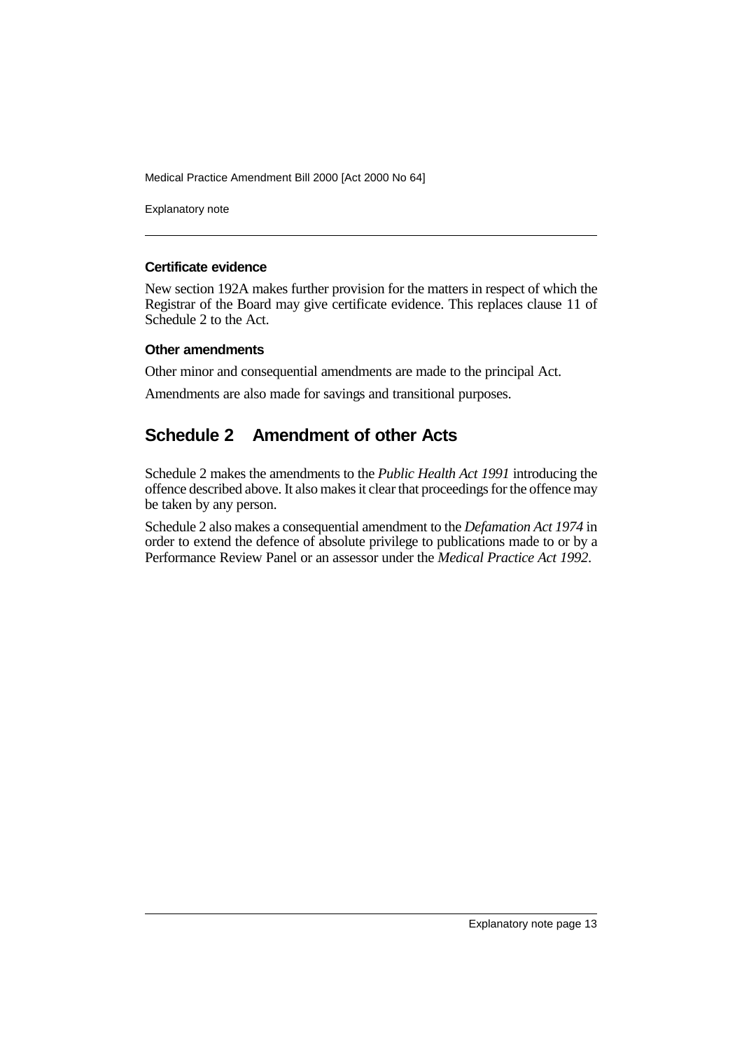#### Certificate evidence

New section 192A makes further provision for the matters in respect of which the Registrar of the Board may give certificate evidence. This replaces clause 11 of Schedule 2 to the Act.

#### Other amendments

Other minor and consequential amendments are made to the principal Act.

Amendments are also made for savings and transitional purposes.

## Schedule 2 Amendment of other Acts

Schedule 2 makes the amendments to the *Public Health Act 1991* introducing the offence described above. It also makes it clear that proceedings for the offence may be taken by any person.

Schedule 2 also makes a consequential amendment to the *Defamation Act 1974* in order to extend the defence of absolute privilege to publications made to or by a Performance Review Panel or an assessor under the *Medical Practice Act 1992*.